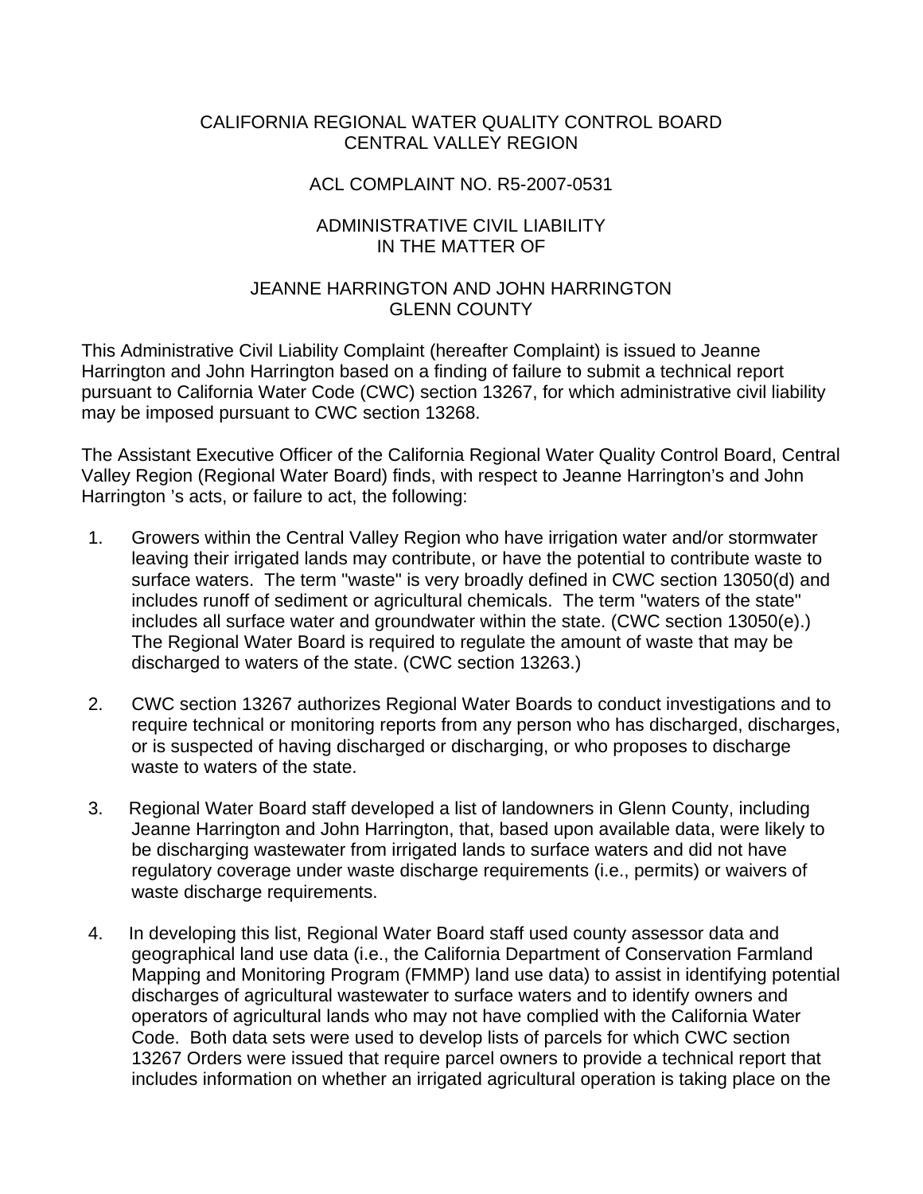CALIFORNIA REGIONAL WATER QUALITY CONTROL BOARD
CENTRAL VALLEY REGION

ACL COMPLAINT NO. R5-2007-0531

ADMINISTRATIVE CIVIL LIABILITY
IN THE MATTER OF

JEANNE HARRINGTON AND JOHN HARRINGTON
GLENN COUNTY

This Administrative Civil Liability Complaint (hereafter Complaint) is issued to Jeanne Harrington and John Harrington based on a finding of failure to submit a technical report pursuant to California Water Code (CWC) section 13267, for which administrative civil liability may be imposed pursuant to CWC section 13268.

The Assistant Executive Officer of the California Regional Water Quality Control Board, Central Valley Region (Regional Water Board) finds, with respect to Jeanne Harrington's and John Harrington 's acts, or failure to act, the following:

1. Growers within the Central Valley Region who have irrigation water and/or stormwater leaving their irrigated lands may contribute, or have the potential to contribute waste to surface waters. The term "waste" is very broadly defined in CWC section 13050(d) and includes runoff of sediment or agricultural chemicals. The term "waters of the state" includes all surface water and groundwater within the state. (CWC section 13050(e).) The Regional Water Board is required to regulate the amount of waste that may be discharged to waters of the state. (CWC section 13263.)

2. CWC section 13267 authorizes Regional Water Boards to conduct investigations and to require technical or monitoring reports from any person who has discharged, discharges, or is suspected of having discharged or discharging, or who proposes to discharge waste to waters of the state.

3. Regional Water Board staff developed a list of landowners in Glenn County, including Jeanne Harrington and John Harrington, that, based upon available data, were likely to be discharging wastewater from irrigated lands to surface waters and did not have regulatory coverage under waste discharge requirements (i.e., permits) or waivers of waste discharge requirements.

4. In developing this list, Regional Water Board staff used county assessor data and geographical land use data (i.e., the California Department of Conservation Farmland Mapping and Monitoring Program (FMMP) land use data) to assist in identifying potential discharges of agricultural wastewater to surface waters and to identify owners and operators of agricultural lands who may not have complied with the California Water Code. Both data sets were used to develop lists of parcels for which CWC section 13267 Orders were issued that require parcel owners to provide a technical report that includes information on whether an irrigated agricultural operation is taking place on the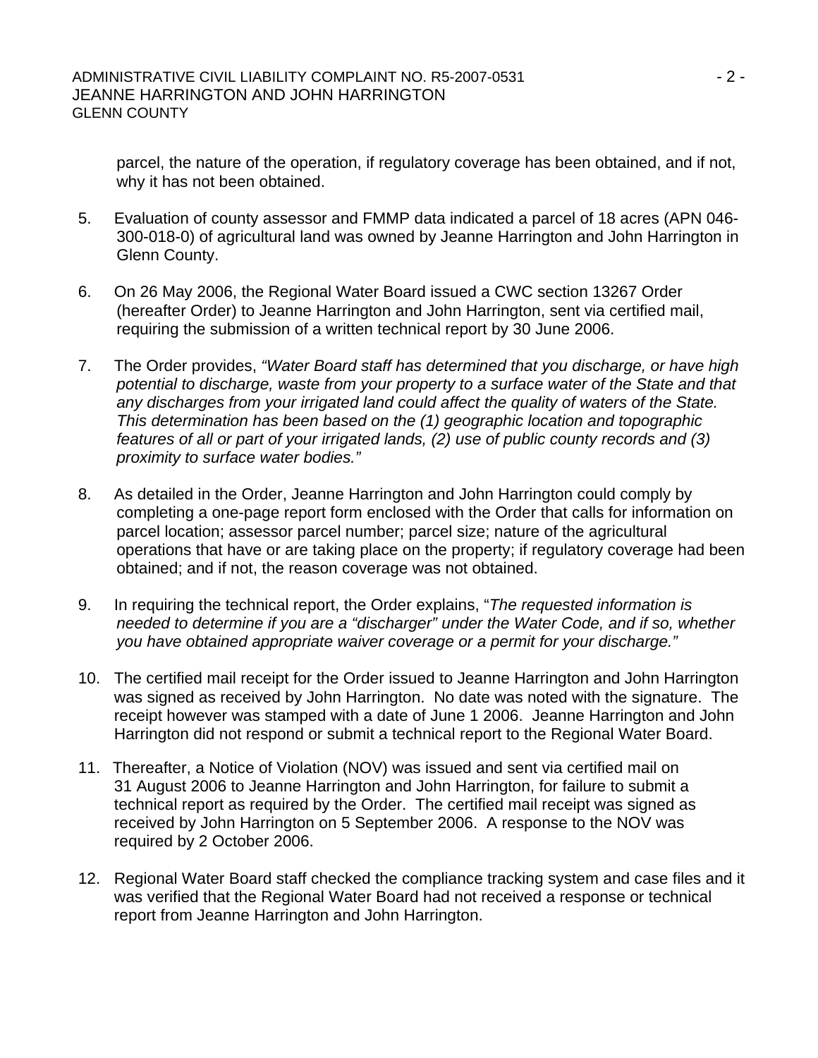parcel, the nature of the operation, if regulatory coverage has been obtained, and if not, why it has not been obtained.

5. Evaluation of county assessor and FMMP data indicated a parcel of 18 acres (APN 046-300-018-0) of agricultural land was owned by Jeanne Harrington and John Harrington in Glenn County.

6. On 26 May 2006, the Regional Water Board issued a CWC section 13267 Order (hereafter Order) to Jeanne Harrington and John Harrington, sent via certified mail, requiring the submission of a written technical report by 30 June 2006.

7. The Order provides, *"Water Board staff has determined that you discharge, or have high potential to discharge, waste from your property to a surface water of the State and that any discharges from your irrigated land could affect the quality of waters of the State. This determination has been based on the (1) geographic location and topographic features of all or part of your irrigated lands, (2) use of public county records and (3) proximity to surface water bodies."*

8. As detailed in the Order, Jeanne Harrington and John Harrington could comply by completing a one-page report form enclosed with the Order that calls for information on parcel location; assessor parcel number; parcel size; nature of the agricultural operations that have or are taking place on the property; if regulatory coverage had been obtained; and if not, the reason coverage was not obtained.

9. In requiring the technical report, the Order explains, "*The requested information is needed to determine if you are a "discharger" under the Water Code, and if so, whether you have obtained appropriate waiver coverage or a permit for your discharge."*

10. The certified mail receipt for the Order issued to Jeanne Harrington and John Harrington was signed as received by John Harrington. No date was noted with the signature. The receipt however was stamped with a date of June 1 2006. Jeanne Harrington and John Harrington did not respond or submit a technical report to the Regional Water Board.

11. Thereafter, a Notice of Violation (NOV) was issued and sent via certified mail on 31 August 2006 to Jeanne Harrington and John Harrington, for failure to submit a technical report as required by the Order. The certified mail receipt was signed as received by John Harrington on 5 September 2006. A response to the NOV was required by 2 October 2006.

12. Regional Water Board staff checked the compliance tracking system and case files and it was verified that the Regional Water Board had not received a response or technical report from Jeanne Harrington and John Harrington.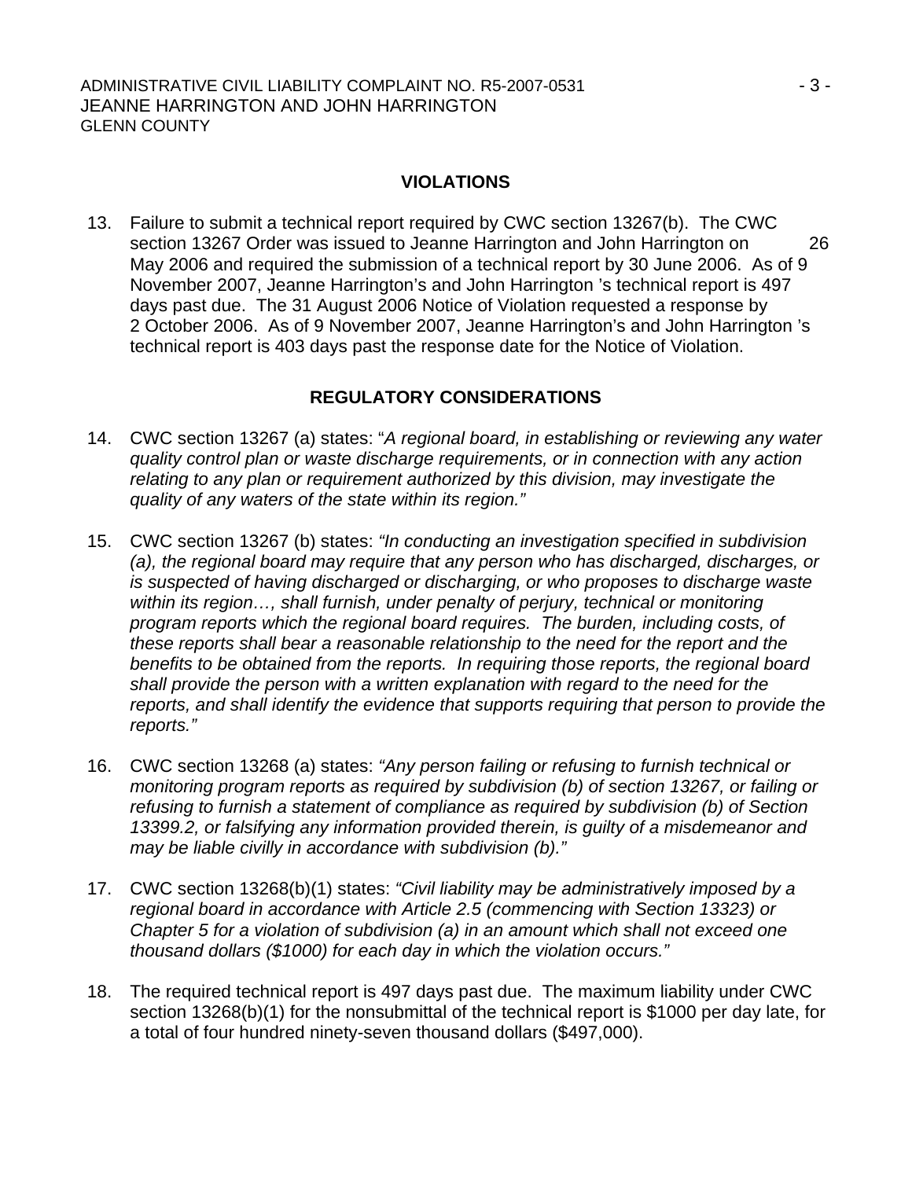## VIOLATIONS

13. Failure to submit a technical report required by CWC section 13267(b). The CWC section 13267 Order was issued to Jeanne Harrington and John Harrington on 26 May 2006 and required the submission of a technical report by 30 June 2006. As of 9 November 2007, Jeanne Harrington's and John Harrington 's technical report is 497 days past due. The 31 August 2006 Notice of Violation requested a response by 2 October 2006. As of 9 November 2007, Jeanne Harrington's and John Harrington 's technical report is 403 days past the response date for the Notice of Violation.

## REGULATORY CONSIDERATIONS

14. CWC section 13267 (a) states: "*A regional board, in establishing or reviewing any water quality control plan or waste discharge requirements, or in connection with any action relating to any plan or requirement authorized by this division, may investigate the quality of any waters of the state within its region."*

15. CWC section 13267 (b) states: *"In conducting an investigation specified in subdivision (a), the regional board may require that any person who has discharged, discharges, or is suspected of having discharged or discharging, or who proposes to discharge waste within its region…, shall furnish, under penalty of perjury, technical or monitoring program reports which the regional board requires. The burden, including costs, of these reports shall bear a reasonable relationship to the need for the report and the benefits to be obtained from the reports. In requiring those reports, the regional board shall provide the person with a written explanation with regard to the need for the reports, and shall identify the evidence that supports requiring that person to provide the reports."*

16. CWC section 13268 (a) states: *"Any person failing or refusing to furnish technical or monitoring program reports as required by subdivision (b) of section 13267, or failing or refusing to furnish a statement of compliance as required by subdivision (b) of Section 13399.2, or falsifying any information provided therein, is guilty of a misdemeanor and may be liable civilly in accordance with subdivision (b)."*

17. CWC section 13268(b)(1) states: *"Civil liability may be administratively imposed by a regional board in accordance with Article 2.5 (commencing with Section 13323) or Chapter 5 for a violation of subdivision (a) in an amount which shall not exceed one thousand dollars ($1000) for each day in which the violation occurs."*

18. The required technical report is 497 days past due. The maximum liability under CWC section 13268(b)(1) for the nonsubmittal of the technical report is $1000 per day late, for a total of four hundred ninety-seven thousand dollars ($497,000).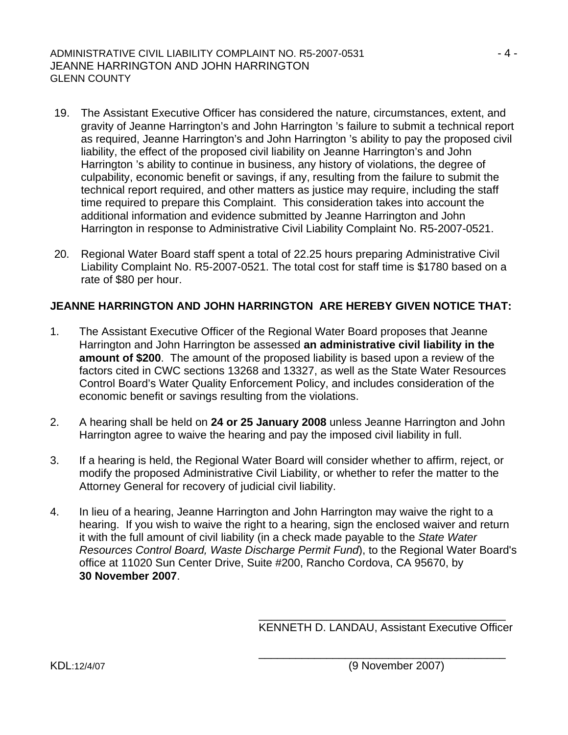19. The Assistant Executive Officer has considered the nature, circumstances, extent, and gravity of Jeanne Harrington's and John Harrington 's failure to submit a technical report as required, Jeanne Harrington's and John Harrington 's ability to pay the proposed civil liability, the effect of the proposed civil liability on Jeanne Harrington's and John Harrington 's ability to continue in business, any history of violations, the degree of culpability, economic benefit or savings, if any, resulting from the failure to submit the technical report required, and other matters as justice may require, including the staff time required to prepare this Complaint. This consideration takes into account the additional information and evidence submitted by Jeanne Harrington and John Harrington in response to Administrative Civil Liability Complaint No. R5-2007-0521.

20. Regional Water Board staff spent a total of 22.25 hours preparing Administrative Civil Liability Complaint No. R5-2007-0521. The total cost for staff time is $1780 based on a rate of $80 per hour.

**JEANNE HARRINGTON AND JOHN HARRINGTON ARE HEREBY GIVEN NOTICE THAT:**

1. The Assistant Executive Officer of the Regional Water Board proposes that Jeanne Harrington and John Harrington be assessed **an administrative civil liability in the amount of $200**. The amount of the proposed liability is based upon a review of the factors cited in CWC sections 13268 and 13327, as well as the State Water Resources Control Board's Water Quality Enforcement Policy, and includes consideration of the economic benefit or savings resulting from the violations.

2. A hearing shall be held on **24 or 25 January 2008** unless Jeanne Harrington and John Harrington agree to waive the hearing and pay the imposed civil liability in full.

3. If a hearing is held, the Regional Water Board will consider whether to affirm, reject, or modify the proposed Administrative Civil Liability, or whether to refer the matter to the Attorney General for recovery of judicial civil liability.

4. In lieu of a hearing, Jeanne Harrington and John Harrington may waive the right to a hearing. If you wish to waive the right to a hearing, sign the enclosed waiver and return it with the full amount of civil liability (in a check made payable to the *State Water Resources Control Board, Waste Discharge Permit Fund*), to the Regional Water Board's office at 11020 Sun Center Drive, Suite #200, Rancho Cordova, CA 95670, by **30 November 2007**.

\_\_\_\_\_\_\_\_\_\_\_\_\_\_\_\_\_\_\_\_\_\_\_\_\_\_\_\_\_\_\_\_\_\_\_\_\_\_\_\_

KENNETH D. LANDAU, Assistant Executive Officer

\_\_\_\_\_\_\_\_\_\_\_\_\_\_\_\_\_\_\_\_\_\_\_\_\_\_\_\_\_\_\_\_\_\_\_\_\_\_\_\_

(9 November 2007)

KDL:12/4/07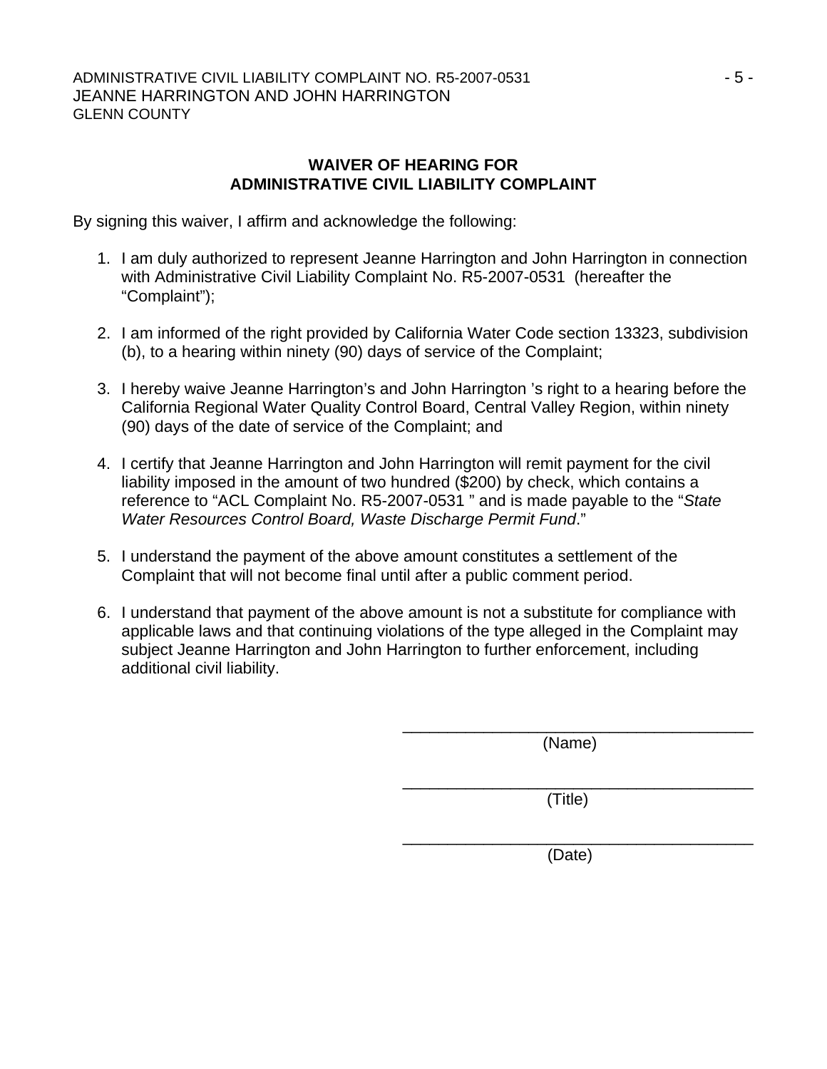## WAIVER OF HEARING FOR ADMINISTRATIVE CIVIL LIABILITY COMPLAINT

By signing this waiver, I affirm and acknowledge the following:

1. I am duly authorized to represent Jeanne Harrington and John Harrington in connection with Administrative Civil Liability Complaint No. R5-2007-0531 (hereafter the "Complaint");

2. I am informed of the right provided by California Water Code section 13323, subdivision (b), to a hearing within ninety (90) days of service of the Complaint;

3. I hereby waive Jeanne Harrington's and John Harrington 's right to a hearing before the California Regional Water Quality Control Board, Central Valley Region, within ninety (90) days of the date of service of the Complaint; and

4. I certify that Jeanne Harrington and John Harrington will remit payment for the civil liability imposed in the amount of two hundred ($200) by check, which contains a reference to "ACL Complaint No. R5-2007-0531 " and is made payable to the "*State Water Resources Control Board, Waste Discharge Permit Fund*."

5. I understand the payment of the above amount constitutes a settlement of the Complaint that will not become final until after a public comment period.

6. I understand that payment of the above amount is not a substitute for compliance with applicable laws and that continuing violations of the type alleged in the Complaint may subject Jeanne Harrington and John Harrington to further enforcement, including additional civil liability.

\_\_\_\_\_\_\_\_\_\_\_\_\_\_\_\_\_\_\_\_\_\_\_\_\_\_\_\_\_\_\_\_\_\_\_\_\_\_\_\_
(Name)

\_\_\_\_\_\_\_\_\_\_\_\_\_\_\_\_\_\_\_\_\_\_\_\_\_\_\_\_\_\_\_\_\_\_\_\_\_\_\_\_
(Title)

\_\_\_\_\_\_\_\_\_\_\_\_\_\_\_\_\_\_\_\_\_\_\_\_\_\_\_\_\_\_\_\_\_\_\_\_\_\_\_\_
(Date)